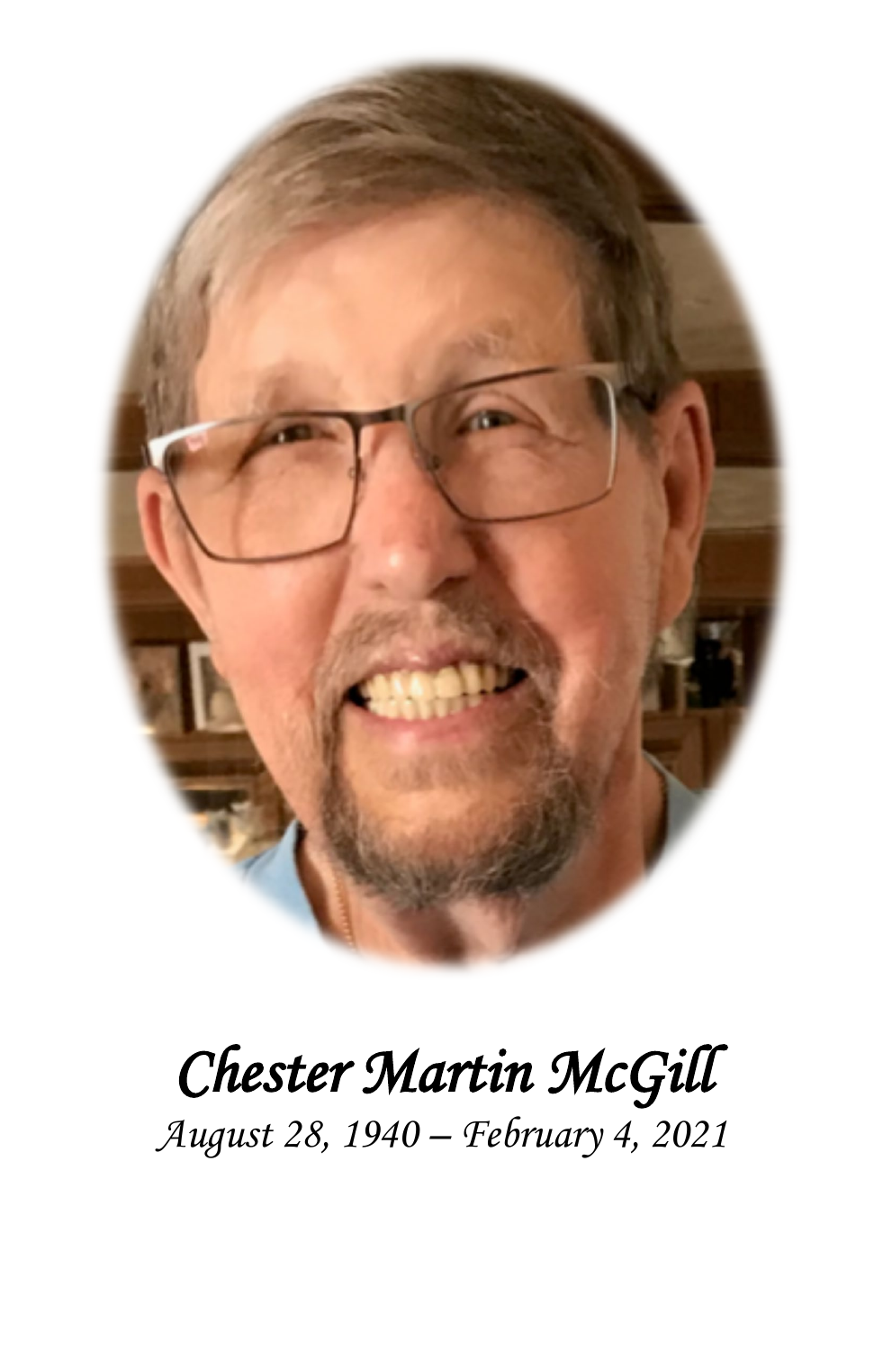# *Chester Martin McGill*

*August 28, 1940 – February 4, 2021*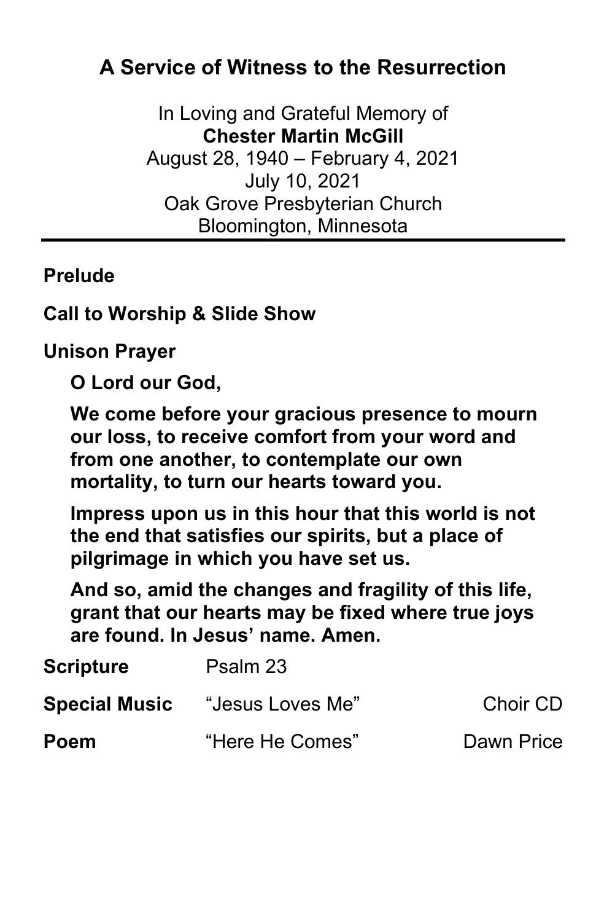## A Service of Witness to the Resurrection

In Loving and Grateful Memory of
**Chester Martin McGill**
August 28, 1940 – February 4, 2021
July 10, 2021
Oak Grove Presbyterian Church
Bloomington, Minnesota

---

**Prelude**

**Call to Worship & Slide Show**

**Unison Prayer**

> **O Lord our God,**
>
> **We come before your gracious presence to mourn our loss, to receive comfort from your word and from one another, to contemplate our own mortality, to turn our hearts toward you.**
>
> **Impress upon us in this hour that this world is not the end that satisfies our spirits, but a place of pilgrimage in which you have set us.**
>
> **And so, amid the changes and fragility of this life, grant that our hearts may be fixed where true joys are found. In Jesus' name. Amen.**

**Scripture** Psalm 23

**Special Music** "Jesus Loves Me" Choir CD

**Poem** "Here He Comes" Dawn Price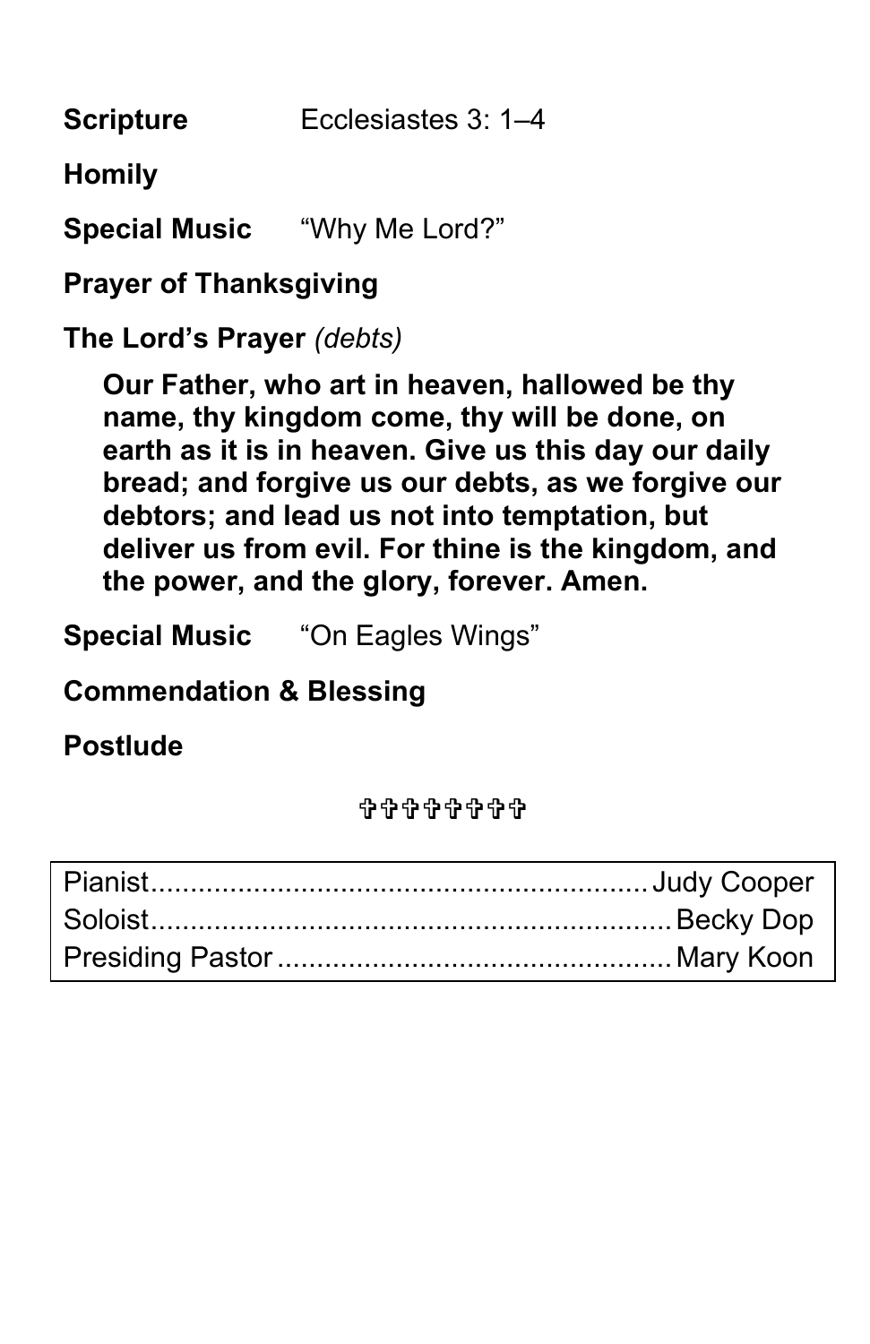**Scripture** Ecclesiastes 3: 1–4

**Homily**

**Special Music** "Why Me Lord?"

**Prayer of Thanksgiving**

**The Lord's Prayer** *(debts)*

> **Our Father, who art in heaven, hallowed be thy name, thy kingdom come, thy will be done, on earth as it is in heaven. Give us this day our daily bread; and forgive us our debts, as we forgive our debtors; and lead us not into temptation, but deliver us from evil. For thine is the kingdom, and the power, and the glory, forever. Amen.**

**Special Music** "On Eagles Wings"

**Commendation & Blessing**

**Postlude**

✞✞✞✞✞✞✞✞

| | |
|---|---|
| Pianist | Judy Cooper |
| Soloist | Becky Dop |
| Presiding Pastor | Mary Koon |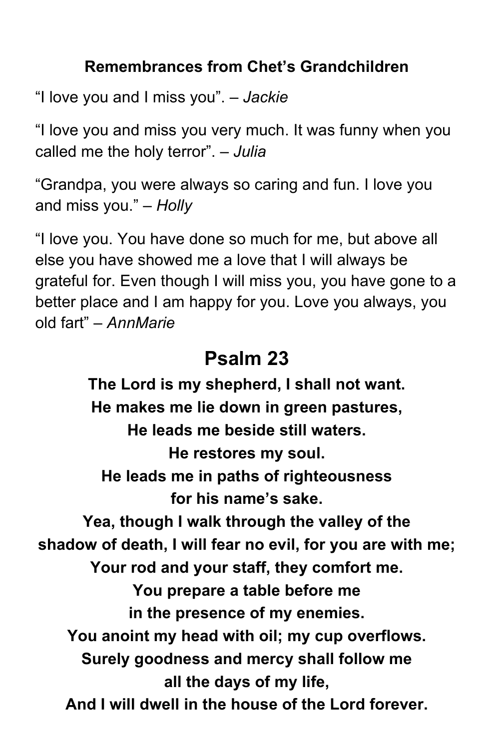### Remembrances from Chet's Grandchildren

"I love you and I miss you". – *Jackie*

"I love you and miss you very much. It was funny when you called me the holy terror". – *Julia*

"Grandpa, you were always so caring and fun. I love you and miss you." – *Holly*

"I love you. You have done so much for me, but above all else you have showed me a love that I will always be grateful for. Even though I will miss you, you have gone to a better place and I am happy for you. Love you always, you old fart" – *AnnMarie*

## Psalm 23

**The Lord is my shepherd, I shall not want.**
**He makes me lie down in green pastures,**
**He leads me beside still waters.**
**He restores my soul.**
**He leads me in paths of righteousness**
**for his name's sake.**
**Yea, though I walk through the valley of the shadow of death, I will fear no evil, for you are with me;**
**Your rod and your staff, they comfort me.**
**You prepare a table before me**
**in the presence of my enemies.**
**You anoint my head with oil; my cup overflows.**
**Surely goodness and mercy shall follow me**
**all the days of my life,**
**And I will dwell in the house of the Lord forever.**